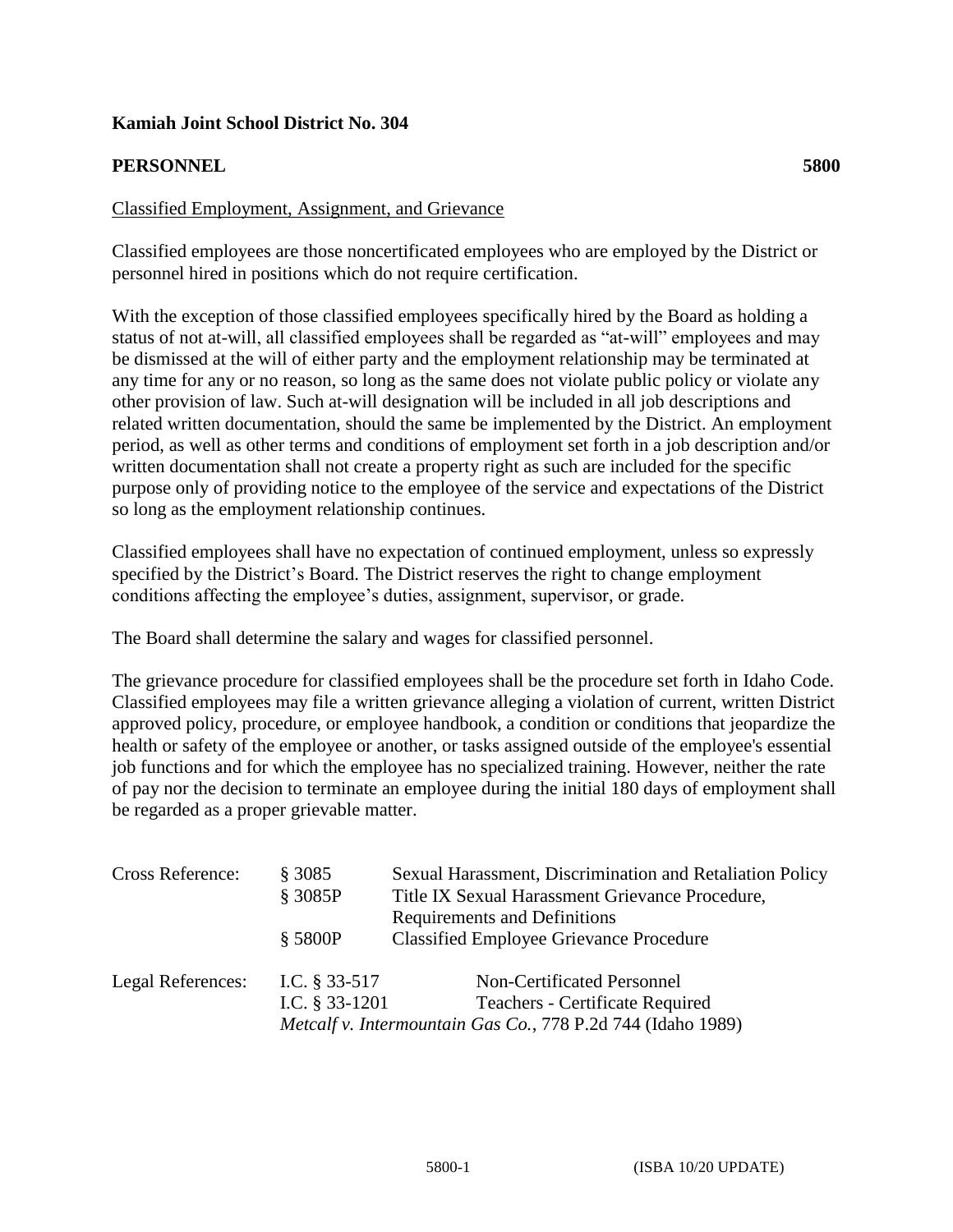**Kamiah Joint School District No. 304**

**PERSONNEL** **5800**

Classified Employment, Assignment, and Grievance

Classified employees are those noncertificated employees who are employed by the District or personnel hired in positions which do not require certification.

With the exception of those classified employees specifically hired by the Board as holding a status of not at-will, all classified employees shall be regarded as "at-will" employees and may be dismissed at the will of either party and the employment relationship may be terminated at any time for any or no reason, so long as the same does not violate public policy or violate any other provision of law. Such at-will designation will be included in all job descriptions and related written documentation, should the same be implemented by the District. An employment period, as well as other terms and conditions of employment set forth in a job description and/or written documentation shall not create a property right as such are included for the specific purpose only of providing notice to the employee of the service and expectations of the District so long as the employment relationship continues.

Classified employees shall have no expectation of continued employment, unless so expressly specified by the District's Board. The District reserves the right to change employment conditions affecting the employee's duties, assignment, supervisor, or grade.

The Board shall determine the salary and wages for classified personnel.

The grievance procedure for classified employees shall be the procedure set forth in Idaho Code. Classified employees may file a written grievance alleging a violation of current, written District approved policy, procedure, or employee handbook, a condition or conditions that jeopardize the health or safety of the employee or another, or tasks assigned outside of the employee's essential job functions and for which the employee has no specialized training. However, neither the rate of pay nor the decision to terminate an employee during the initial 180 days of employment shall be regarded as a proper grievable matter.

| | | |
|---|---|---|
| Cross Reference: | § 3085 | Sexual Harassment, Discrimination and Retaliation Policy |
| | § 3085P | Title IX Sexual Harassment Grievance Procedure, Requirements and Definitions |
| | § 5800P | Classified Employee Grievance Procedure |
| Legal References: | I.C. § 33-517 | Non-Certificated Personnel |
| | I.C. § 33-1201 | Teachers - Certificate Required |
| | *Metcalf v. Intermountain Gas Co.*, 778 P.2d 744 (Idaho 1989) | |

(ISBA 10/20 UPDATE)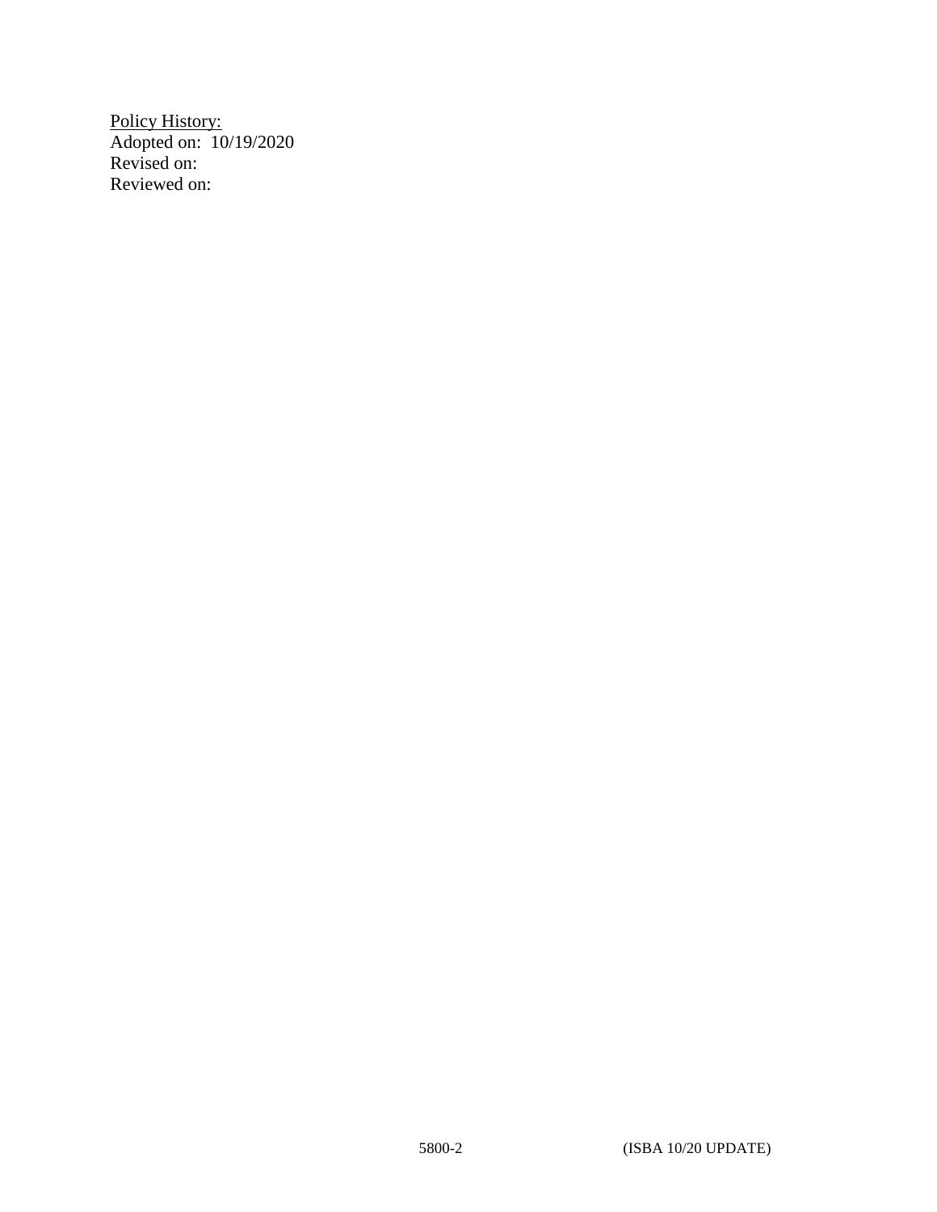Policy History:
Adopted on: 10/19/2020
Revised on:
Reviewed on: